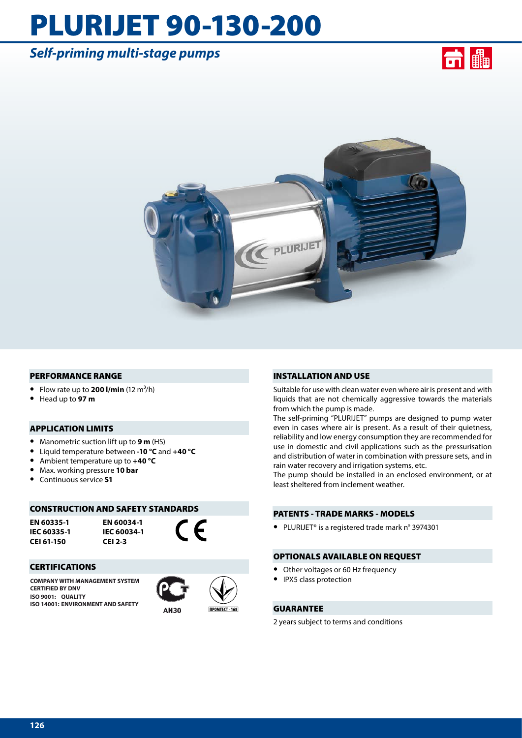# PLURIJET 90-130-200

## *Self-priming multi-stage pumps*

### PERFORMANCE RANGE

- Flow rate up to **200 l/min** (12 $m^3$/h)
- Head up to **97 m**

### APPLICATION LIMITS

- Manometric suction lift up to **9 m** (HS)
- Liquid temperature between **-10 °C** and **+40 °C**
- Ambient temperature up to **+40 °C**
- Max. working pressure **10 bar**
- Continuous service **S1**

### CONSTRUCTION AND SAFETY STANDARDS

**EN 60335-1**
**IEC 60335-1**
**CEI 61-150**

**EN 60034-1**
**IEC 60034-1**
**CEI 2-3**

### CERTIFICATIONS

**COMPANY WITH MANAGEMENT SYSTEM CERTIFIED BY DNV**
**ISO 9001: QUALITY**
**ISO 14001: ENVIRONMENT AND SAFETY**

АИ30

ПРОМТЕСТ - 168

### INSTALLATION AND USE

Suitable for use with clean water even where air is present and with liquids that are not chemically aggressive towards the materials from which the pump is made.

The self-priming "PLURIJET" pumps are designed to pump water even in cases where air is present. As a result of their quietness, reliability and low energy consumption they are recommended for use in domestic and civil applications such as the pressurisation and distribution of water in combination with pressure sets, and in rain water recovery and irrigation systems, etc.

The pump should be installed in an enclosed environment, or at least sheltered from inclement weather.

### PATENTS - TRADE MARKS - MODELS

- PLURIJET® is a registered trade mark n° 3974301

### OPTIONALS AVAILABLE ON REQUEST

- Other voltages or 60 Hz frequency
- IPX5 class protection

### GUARANTEE

2 years subject to terms and conditions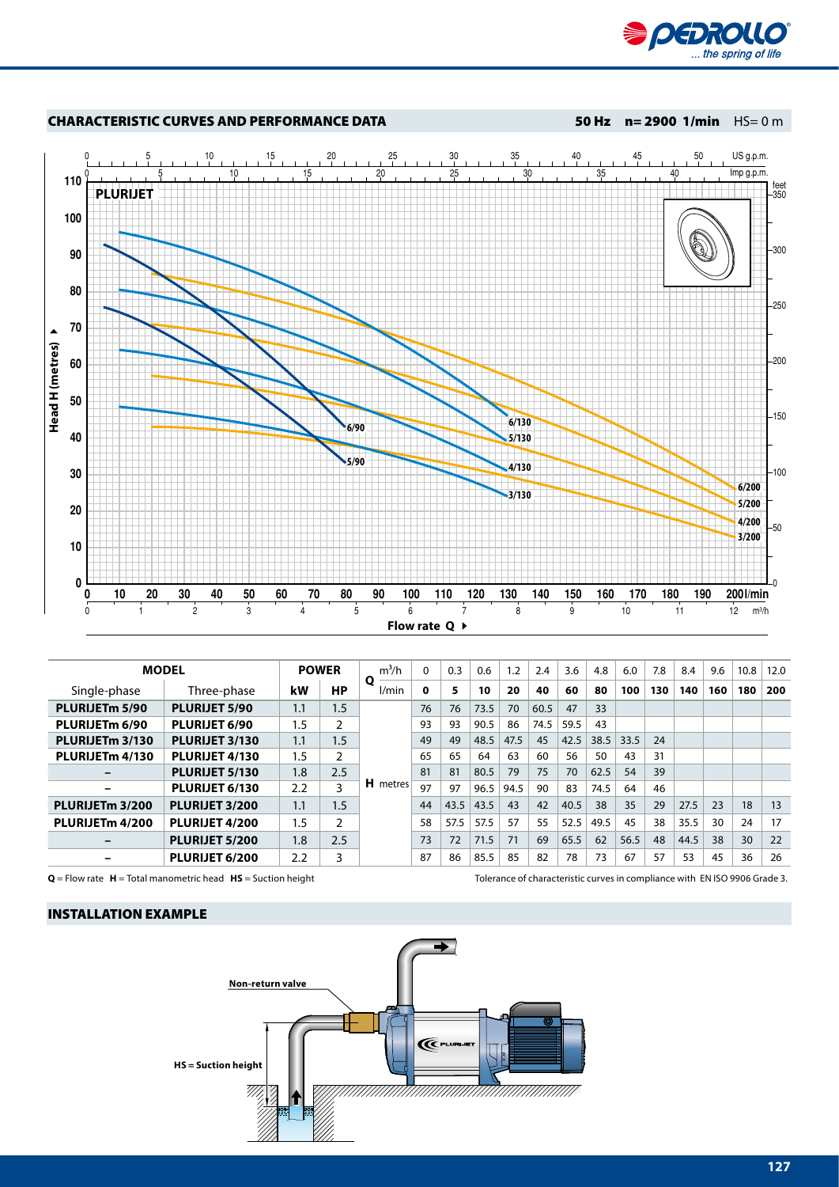## CHARACTERISTIC CURVES AND PERFORMANCE DATA

**50 Hz n= 2900 1/min** HS= 0 m

| MODEL | | POWER | | Q | m³/h | 0 | 0.3 | 0.6 | 1.2 | 2.4 | 3.6 | 4.8 | 6.0 | 7.8 | 8.4 | 9.6 | 10.8 | 12.0 |
|---|---|---|---|---|---|---|---|---|---|---|---|---|---|---|---|---|---|---|
| Single-phase | Three-phase | kW | HP | | l/min | 0 | 5 | 10 | 20 | 40 | 60 | 80 | 100 | 130 | 140 | 160 | 180 | 200 |
| **PLURIJETm 5/90** | **PLURIJET 5/90** | 1.1 | 1.5 | **H** metres | | 76 | 76 | 73.5 | 70 | 60.5 | 47 | 33 | | | | | | |
| **PLURIJETm 6/90** | **PLURIJET 6/90** | 1.5 | 2 | | | 93 | 93 | 90.5 | 86 | 74.5 | 59.5 | 43 | | | | | | |
| **PLURIJETm 3/130** | **PLURIJET 3/130** | 1.1 | 1.5 | | | 49 | 49 | 48.5 | 47.5 | 45 | 42.5 | 38.5 | 33.5 | 24 | | | | |
| **PLURIJETm 4/130** | **PLURIJET 4/130** | 1.5 | 2 | | | 65 | 65 | 64 | 63 | 60 | 56 | 50 | 43 | 31 | | | | |
| – | **PLURIJET 5/130** | 1.8 | 2.5 | | | 81 | 81 | 80.5 | 79 | 75 | 70 | 62.5 | 54 | 39 | | | | |
| – | **PLURIJET 6/130** | 2.2 | 3 | | | 97 | 97 | 96.5 | 94.5 | 90 | 83 | 74.5 | 64 | 46 | | | | |
| **PLURIJETm 3/200** | **PLURIJET 3/200** | 1.1 | 1.5 | | | 44 | 43.5 | 43.5 | 43 | 42 | 40.5 | 38 | 35 | 29 | 27.5 | 23 | 18 | 13 |
| **PLURIJETm 4/200** | **PLURIJET 4/200** | 1.5 | 2 | | | 58 | 57.5 | 57.5 | 57 | 55 | 52.5 | 49.5 | 45 | 38 | 35.5 | 30 | 24 | 17 |
| – | **PLURIJET 5/200** | 1.8 | 2.5 | | | 73 | 72 | 71.5 | 71 | 69 | 65.5 | 62 | 56.5 | 48 | 44.5 | 38 | 30 | 22 |
| – | **PLURIJET 6/200** | 2.2 | 3 | | | 87 | 86 | 85.5 | 85 | 82 | 78 | 73 | 67 | 57 | 53 | 45 | 36 | 26 |

**Q** = Flow rate **H** = Total manometric head **HS** = Suction height

Tolerance of characteristic curves in compliance with EN ISO 9906 Grade 3.

## INSTALLATION EXAMPLE

Non-return valve

HS = Suction height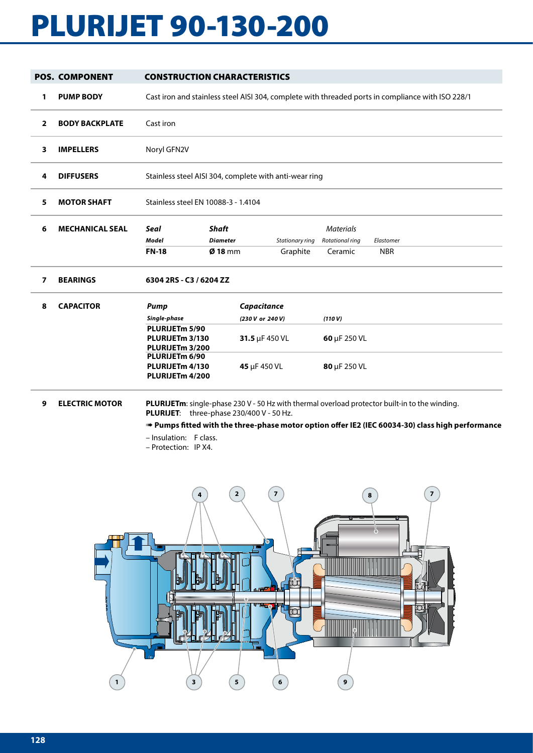# PLURIJET 90-130-200

| POS. | COMPONENT | CONSTRUCTION CHARACTERISTICS | | | | |
|---|---|---|---|---|---|---|
| 1 | **PUMP BODY** | Cast iron and stainless steel AISI 304, complete with threaded ports in compliance with ISO 228/1 | | | | |
| 2 | **BODY BACKPLATE** | Cast iron | | | | |
| 3 | **IMPELLERS** | Noryl GFN2V | | | | |
| 4 | **DIFFUSERS** | Stainless steel AISI 304, complete with anti-wear ring | | | | |
| 5 | **MOTOR SHAFT** | Stainless steel EN 10088-3 - 1.4104 | | | | |
| 6 | **MECHANICAL SEAL** | ***Seal*** | ***Shaft*** | | *Materials* | |
| | | ***Model*** | ***Diameter*** | *Stationary ring* | *Rotational ring* | *Elastomer* |
| | | **FN-18** | **Ø 18** mm | Graphite | Ceramic | NBR |
| 7 | **BEARINGS** | **6304 2RS - C3 / 6204 ZZ** | | | | |

| POS. | COMPONENT | *Pump* | *Capacitance* | |
|---|---|---|---|---|
| 8 | **CAPACITOR** | ***Single-phase*** | ***(230 V or 240 V)*** | ***(110 V)*** |
| | | **PLURIJETm 5/90**<br>**PLURIJETm 3/130**<br>**PLURIJETm 3/200** | **31.5** µF 450 VL | **60** µF 250 VL |
| | | **PLURIJETm 6/90**<br>**PLURIJETm 4/130**<br>**PLURIJETm 4/200** | **45** µF 450 VL | **80** µF 250 VL |

**9 ELECTRIC MOTOR**

**PLURIJETm**: single-phase 230 V - 50 Hz with thermal overload protector built-in to the winding.
**PLURIJET**: three-phase 230/400 V - 50 Hz.

➠ **Pumps fitted with the three-phase motor option offer IE2 (IEC 60034-30) class high performance**

– Insulation: F class.
– Protection: IP X4.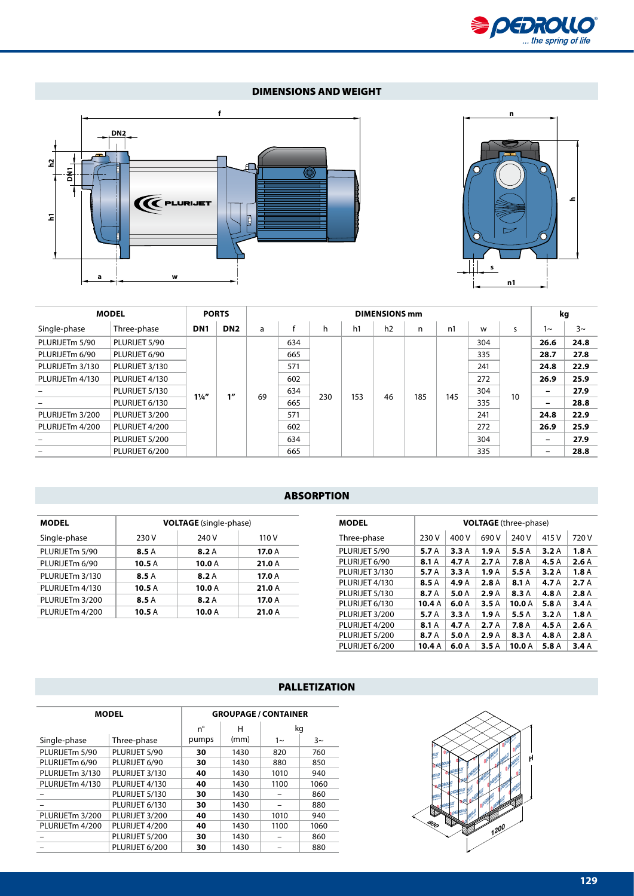## DIMENSIONS AND WEIGHT

| MODEL | | PORTS | | DIMENSIONS mm | | | | | | | | | kg | |
|---|---|---|---|---|---|---|---|---|---|---|---|---|---|---|
| Single-phase | Three-phase | DN1 | DN2 | a | f | h | h1 | h2 | n | n1 | w | s | 1~ | 3~ |
| PLURIJETm 5/90 | PLURIJET 5/90 | 1¼" | 1" | 69 | 634 | 230 | 153 | 46 | 185 | 145 | 304 | 10 | **26.6** | **24.8** |
| PLURIJETm 6/90 | PLURIJET 6/90 | | | | 665 | | | | | | 335 | | **28.7** | **27.8** |
| PLURIJETm 3/130 | PLURIJET 3/130 | | | | 571 | | | | | | 241 | | **24.8** | **22.9** |
| PLURIJETm 4/130 | PLURIJET 4/130 | | | | 602 | | | | | | 272 | | **26.9** | **25.9** |
| – | PLURIJET 5/130 | | | | 634 | | | | | | 304 | | – | **27.9** |
| – | PLURIJET 6/130 | | | | 665 | | | | | | 335 | | – | **28.8** |
| PLURIJETm 3/200 | PLURIJET 3/200 | | | | 571 | | | | | | 241 | | **24.8** | **22.9** |
| PLURIJETm 4/200 | PLURIJET 4/200 | | | | 602 | | | | | | 272 | | **26.9** | **25.9** |
| – | PLURIJET 5/200 | | | | 634 | | | | | | 304 | | – | **27.9** |
| – | PLURIJET 6/200 | | | | 665 | | | | | | 335 | | – | **28.8** |

## ABSORPTION

| MODEL | VOLTAGE (single-phase) | | |
|---|---|---|---|
| Single-phase | 230 V | 240 V | 110 V |
| PLURIJETm 5/90 | **8.5** A | **8.2** A | **17.0** A |
| PLURIJETm 6/90 | **10.5** A | **10.0** A | **21.0** A |
| PLURIJETm 3/130 | **8.5** A | **8.2** A | **17.0** A |
| PLURIJETm 4/130 | **10.5** A | **10.0** A | **21.0** A |
| PLURIJETm 3/200 | **8.5** A | **8.2** A | **17.0** A |
| PLURIJETm 4/200 | **10.5** A | **10.0** A | **21.0** A |

| MODEL | VOLTAGE (three-phase) | | | | | |
|---|---|---|---|---|---|---|
| Three-phase | 230 V | 400 V | 690 V | 240 V | 415 V | 720 V |
| PLURIJET 5/90 | **5.7** A | **3.3** A | **1.9** A | **5.5** A | **3.2** A | **1.8** A |
| PLURIJET 6/90 | **8.1** A | **4.7** A | **2.7** A | **7.8** A | **4.5** A | **2.6** A |
| PLURIJET 3/130 | **5.7** A | **3.3** A | **1.9** A | **5.5** A | **3.2** A | **1.8** A |
| PLURIJET 4/130 | **8.5** A | **4.9** A | **2.8** A | **8.1** A | **4.7** A | **2.7** A |
| PLURIJET 5/130 | **8.7** A | **5.0** A | **2.9** A | **8.3** A | **4.8** A | **2.8** A |
| PLURIJET 6/130 | **10.4** A | **6.0** A | **3.5** A | **10.0** A | **5.8** A | **3.4** A |
| PLURIJET 3/200 | **5.7** A | **3.3** A | **1.9** A | **5.5** A | **3.2** A | **1.8** A |
| PLURIJET 4/200 | **8.1** A | **4.7** A | **2.7** A | **7.8** A | **4.5** A | **2.6** A |
| PLURIJET 5/200 | **8.7** A | **5.0** A | **2.9** A | **8.3** A | **4.8** A | **2.8** A |
| PLURIJET 6/200 | **10.4** A | **6.0** A | **3.5** A | **10.0** A | **5.8** A | **3.4** A |

## PALLETIZATION

| MODEL | | GROUPAGE / CONTAINER | | | |
|---|---|---|---|---|---|
| | | n° | H | kg | |
| Single-phase | Three-phase | pumps | (mm) | 1~ | 3~ |
| PLURIJETm 5/90 | PLURIJET 5/90 | **30** | 1430 | 820 | 760 |
| PLURIJETm 6/90 | PLURIJET 6/90 | **30** | 1430 | 880 | 850 |
| PLURIJETm 3/130 | PLURIJET 3/130 | **40** | 1430 | 1010 | 940 |
| PLURIJETm 4/130 | PLURIJET 4/130 | **40** | 1430 | 1100 | 1060 |
| – | PLURIJET 5/130 | **30** | 1430 | – | 860 |
| – | PLURIJET 6/130 | **30** | 1430 | – | 880 |
| PLURIJETm 3/200 | PLURIJET 3/200 | **40** | 1430 | 1010 | 940 |
| PLURIJETm 4/200 | PLURIJET 4/200 | **40** | 1430 | 1100 | 1060 |
| – | PLURIJET 5/200 | **30** | 1430 | – | 860 |
| – | PLURIJET 6/200 | **30** | 1430 | – | 880 |